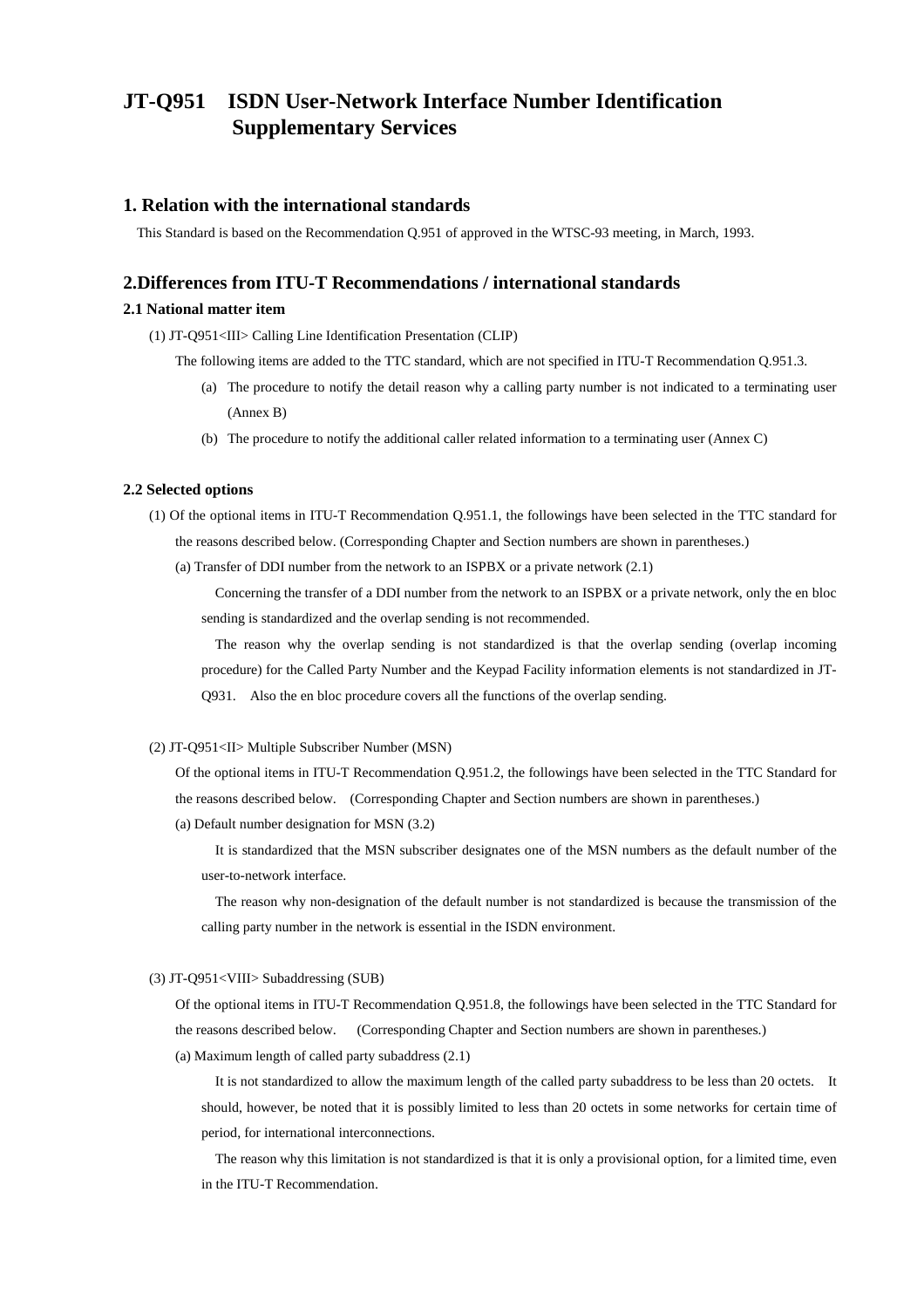# JT-Q951 ISDN User-Network Interface Number Identification Supplementary Services

## 1. Relation with the international standards

This Standard is based on the Recommendation Q.951 of approved in the WTSC-93 meeting, in March, 1993.

## 2.Differences from ITU-T Recommendations / international standards

### 2.1 National matter item

(1) JT-Q951<III> Calling Line Identification Presentation (CLIP)

The following items are added to the TTC standard, which are not specified in ITU-T Recommendation Q.951.3.

(a) The procedure to notify the detail reason why a calling party number is not indicated to a terminating user (Annex B)

(b) The procedure to notify the additional caller related information to a terminating user (Annex C)

### 2.2 Selected options

(1) Of the optional items in ITU-T Recommendation Q.951.1, the followings have been selected in the TTC standard for the reasons described below. (Corresponding Chapter and Section numbers are shown in parentheses.)

(a) Transfer of DDI number from the network to an ISPBX or a private network (2.1)

Concerning the transfer of a DDI number from the network to an ISPBX or a private network, only the en bloc sending is standardized and the overlap sending is not recommended.

The reason why the overlap sending is not standardized is that the overlap sending (overlap incoming procedure) for the Called Party Number and the Keypad Facility information elements is not standardized in JT-Q931. Also the en bloc procedure covers all the functions of the overlap sending.

(2) JT-Q951<II> Multiple Subscriber Number (MSN)

Of the optional items in ITU-T Recommendation Q.951.2, the followings have been selected in the TTC Standard for the reasons described below. (Corresponding Chapter and Section numbers are shown in parentheses.)

(a) Default number designation for MSN (3.2)

It is standardized that the MSN subscriber designates one of the MSN numbers as the default number of the user-to-network interface.

The reason why non-designation of the default number is not standardized is because the transmission of the calling party number in the network is essential in the ISDN environment.

(3) JT-Q951<VIII> Subaddressing (SUB)

Of the optional items in ITU-T Recommendation Q.951.8, the followings have been selected in the TTC Standard for the reasons described below. (Corresponding Chapter and Section numbers are shown in parentheses.)

(a) Maximum length of called party subaddress (2.1)

It is not standardized to allow the maximum length of the called party subaddress to be less than 20 octets. It should, however, be noted that it is possibly limited to less than 20 octets in some networks for certain time of period, for international interconnections.

The reason why this limitation is not standardized is that it is only a provisional option, for a limited time, even in the ITU-T Recommendation.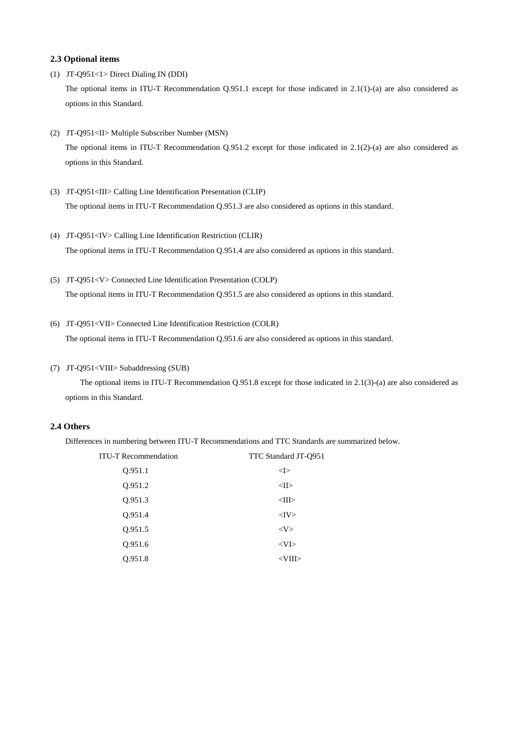### 2.3 Optional items

(1) JT-Q951<1> Direct Dialing IN (DDI)

The optional items in ITU-T Recommendation Q.951.1 except for those indicated in 2.1(1)-(a) are also considered as options in this Standard.

(2) JT-Q951<II> Multiple Subscriber Number (MSN)

The optional items in ITU-T Recommendation Q.951.2 except for those indicated in 2.1(2)-(a) are also considered as options in this Standard.

(3) JT-Q951<III> Calling Line Identification Presentation (CLIP)

The optional items in ITU-T Recommendation Q.951.3 are also considered as options in this standard.

(4) JT-Q951<IV> Calling Line Identification Restriction (CLIR)

The optional items in ITU-T Recommendation Q.951.4 are also considered as options in this standard.

(5) JT-Q951<V> Connected Line Identification Presentation (COLP)

The optional items in ITU-T Recommendation Q.951.5 are also considered as options in this standard.

(6) JT-Q951<VII> Connected Line Identification Restriction (COLR)

The optional items in ITU-T Recommendation Q.951.6 are also considered as options in this standard.

(7) JT-Q951<VIII> Subaddressing (SUB)

The optional items in ITU-T Recommendation Q.951.8 except for those indicated in 2.1(3)-(a) are also considered as options in this Standard.

### 2.4 Others

Differences in numbering between ITU-T Recommendations and TTC Standards are summarized below.

| ITU-T Recommendation | TTC Standard JT-Q951 |
| --- | --- |
| Q.951.1 | <I> |
| Q.951.2 | <II> |
| Q.951.3 | <III> |
| Q.951.4 | <IV> |
| Q.951.5 | <V> |
| Q.951.6 | <VI> |
| Q.951.8 | <VIII> |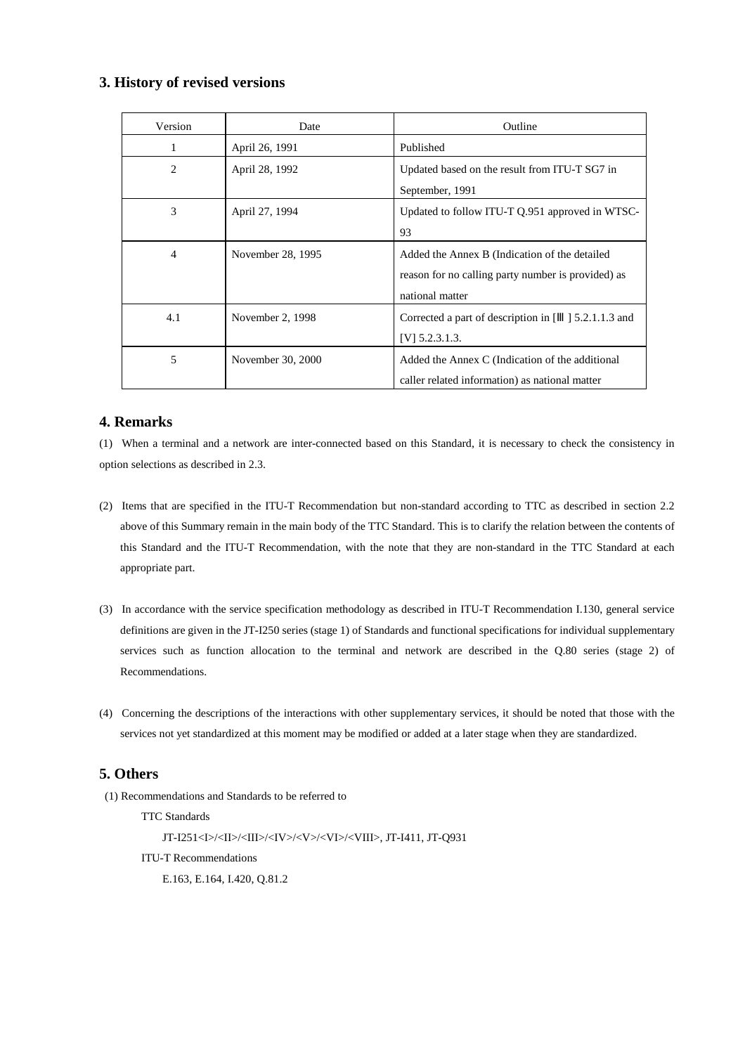## 3. History of revised versions

| Version | Date | Outline |
|---|---|---|
| 1 | April 26, 1991 | Published |
| 2 | April 28, 1992 | Updated based on the result from ITU-T SG7 in September, 1991 |
| 3 | April 27, 1994 | Updated to follow ITU-T Q.951 approved in WTSC-93 |
| 4 | November 28, 1995 | Added the Annex B (Indication of the detailed reason for no calling party number is provided) as national matter |
| 4.1 | November 2, 1998 | Corrected a part of description in [Ⅲ ] 5.2.1.1.3 and [V] 5.2.3.1.3. |
| 5 | November 30, 2000 | Added the Annex C (Indication of the additional caller related information) as national matter |

## 4. Remarks

(1) When a terminal and a network are inter-connected based on this Standard, it is necessary to check the consistency in option selections as described in 2.3.

(2) Items that are specified in the ITU-T Recommendation but non-standard according to TTC as described in section 2.2 above of this Summary remain in the main body of the TTC Standard. This is to clarify the relation between the contents of this Standard and the ITU-T Recommendation, with the note that they are non-standard in the TTC Standard at each appropriate part.

(3) In accordance with the service specification methodology as described in ITU-T Recommendation I.130, general service definitions are given in the JT-I250 series (stage 1) of Standards and functional specifications for individual supplementary services such as function allocation to the terminal and network are described in the Q.80 series (stage 2) of Recommendations.

(4) Concerning the descriptions of the interactions with other supplementary services, it should be noted that those with the services not yet standardized at this moment may be modified or added at a later stage when they are standardized.

## 5. Others

(1) Recommendations and Standards to be referred to

TTC Standards

JT-I251<I>/<II>/<III>/<IV>/<V>/<VI>/<VIII>, JT-I411, JT-Q931

ITU-T Recommendations

E.163, E.164, I.420, Q.81.2